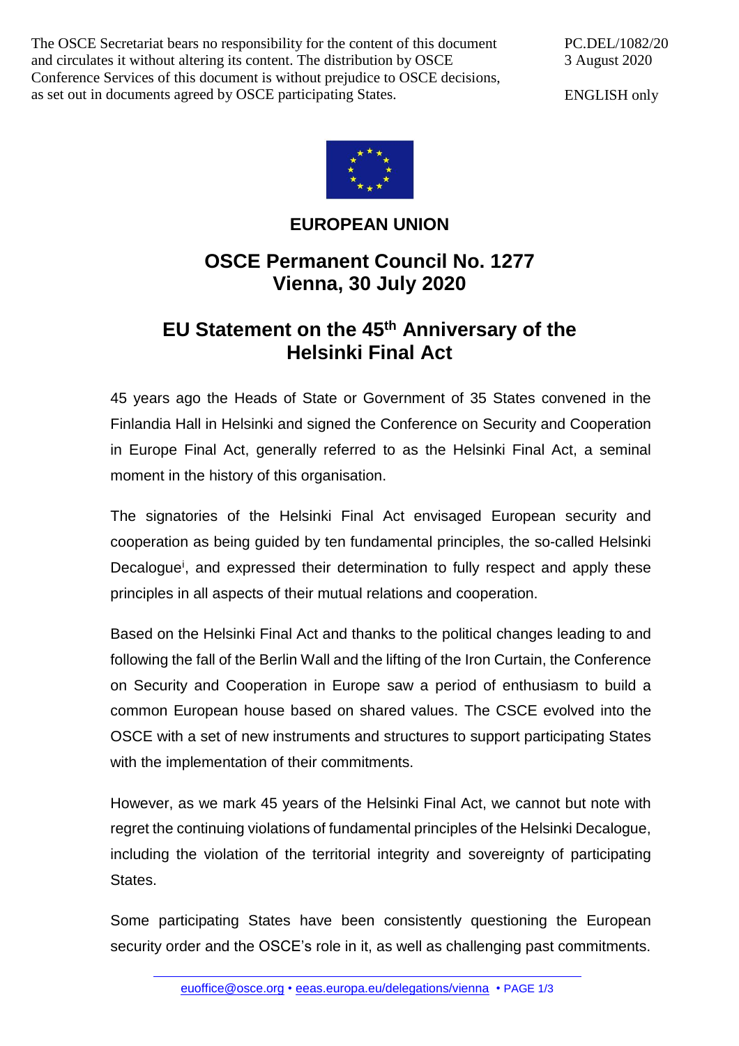The OSCE Secretariat bears no responsibility for the content of this document and circulates it without altering its content. The distribution by OSCE Conference Services of this document is without prejudice to OSCE decisions, as set out in documents agreed by OSCE participating States.

PC.DEL/1082/20
3 August 2020

ENGLISH only

**EUROPEAN UNION**

## OSCE Permanent Council No. 1277
## Vienna, 30 July 2020

# EU Statement on the 45th Anniversary of the Helsinki Final Act

45 years ago the Heads of State or Government of 35 States convened in the Finlandia Hall in Helsinki and signed the Conference on Security and Cooperation in Europe Final Act, generally referred to as the Helsinki Final Act, a seminal moment in the history of this organisation.

The signatories of the Helsinki Final Act envisaged European security and cooperation as being guided by ten fundamental principles, the so-called Helsinki Decalogue[i], and expressed their determination to fully respect and apply these principles in all aspects of their mutual relations and cooperation.

Based on the Helsinki Final Act and thanks to the political changes leading to and following the fall of the Berlin Wall and the lifting of the Iron Curtain, the Conference on Security and Cooperation in Europe saw a period of enthusiasm to build a common European house based on shared values. The CSCE evolved into the OSCE with a set of new instruments and structures to support participating States with the implementation of their commitments.

However, as we mark 45 years of the Helsinki Final Act, we cannot but note with regret the continuing violations of fundamental principles of the Helsinki Decalogue, including the violation of the territorial integrity and sovereignty of participating States.

Some participating States have been consistently questioning the European security order and the OSCE's role in it, as well as challenging past commitments.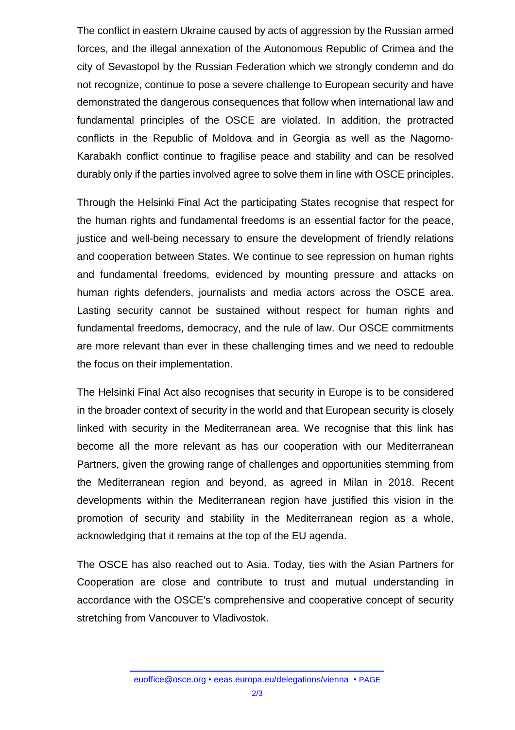The conflict in eastern Ukraine caused by acts of aggression by the Russian armed forces, and the illegal annexation of the Autonomous Republic of Crimea and the city of Sevastopol by the Russian Federation which we strongly condemn and do not recognize, continue to pose a severe challenge to European security and have demonstrated the dangerous consequences that follow when international law and fundamental principles of the OSCE are violated. In addition, the protracted conflicts in the Republic of Moldova and in Georgia as well as the Nagorno-Karabakh conflict continue to fragilise peace and stability and can be resolved durably only if the parties involved agree to solve them in line with OSCE principles.

Through the Helsinki Final Act the participating States recognise that respect for the human rights and fundamental freedoms is an essential factor for the peace, justice and well-being necessary to ensure the development of friendly relations and cooperation between States. We continue to see repression on human rights and fundamental freedoms, evidenced by mounting pressure and attacks on human rights defenders, journalists and media actors across the OSCE area. Lasting security cannot be sustained without respect for human rights and fundamental freedoms, democracy, and the rule of law. Our OSCE commitments are more relevant than ever in these challenging times and we need to redouble the focus on their implementation.

The Helsinki Final Act also recognises that security in Europe is to be considered in the broader context of security in the world and that European security is closely linked with security in the Mediterranean area. We recognise that this link has become all the more relevant as has our cooperation with our Mediterranean Partners, given the growing range of challenges and opportunities stemming from the Mediterranean region and beyond, as agreed in Milan in 2018. Recent developments within the Mediterranean region have justified this vision in the promotion of security and stability in the Mediterranean region as a whole, acknowledging that it remains at the top of the EU agenda.

The OSCE has also reached out to Asia. Today, ties with the Asian Partners for Cooperation are close and contribute to trust and mutual understanding in accordance with the OSCE's comprehensive and cooperative concept of security stretching from Vancouver to Vladivostok.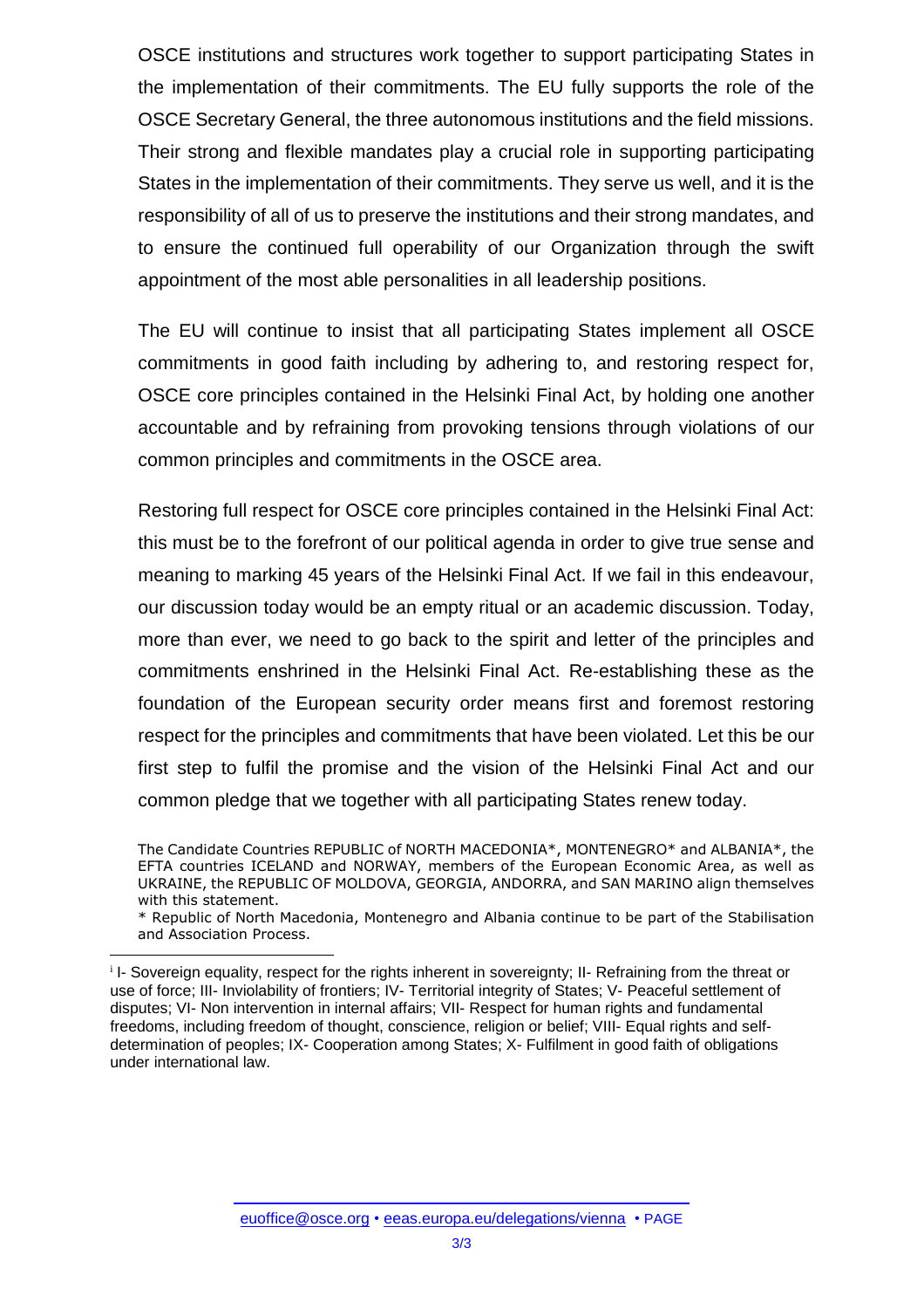OSCE institutions and structures work together to support participating States in the implementation of their commitments. The EU fully supports the role of the OSCE Secretary General, the three autonomous institutions and the field missions. Their strong and flexible mandates play a crucial role in supporting participating States in the implementation of their commitments. They serve us well, and it is the responsibility of all of us to preserve the institutions and their strong mandates, and to ensure the continued full operability of our Organization through the swift appointment of the most able personalities in all leadership positions.

The EU will continue to insist that all participating States implement all OSCE commitments in good faith including by adhering to, and restoring respect for, OSCE core principles contained in the Helsinki Final Act, by holding one another accountable and by refraining from provoking tensions through violations of our common principles and commitments in the OSCE area.

Restoring full respect for OSCE core principles contained in the Helsinki Final Act: this must be to the forefront of our political agenda in order to give true sense and meaning to marking 45 years of the Helsinki Final Act. If we fail in this endeavour, our discussion today would be an empty ritual or an academic discussion. Today, more than ever, we need to go back to the spirit and letter of the principles and commitments enshrined in the Helsinki Final Act. Re-establishing these as the foundation of the European security order means first and foremost restoring respect for the principles and commitments that have been violated. Let this be our first step to fulfil the promise and the vision of the Helsinki Final Act and our common pledge that we together with all participating States renew today.

The Candidate Countries REPUBLIC of NORTH MACEDONIA*, MONTENEGRO* and ALBANIA*, the EFTA countries ICELAND and NORWAY, members of the European Economic Area, as well as UKRAINE, the REPUBLIC OF MOLDOVA, GEORGIA, ANDORRA, and SAN MARINO align themselves with this statement.

\* Republic of North Macedonia, Montenegro and Albania continue to be part of the Stabilisation and Association Process.

---

[i] I- Sovereign equality, respect for the rights inherent in sovereignty; II- Refraining from the threat or use of force; III- Inviolability of frontiers; IV- Territorial integrity of States; V- Peaceful settlement of disputes; VI- Non intervention in internal affairs; VII- Respect for human rights and fundamental freedoms, including freedom of thought, conscience, religion or belief; VIII- Equal rights and self-determination of peoples; IX- Cooperation among States; X- Fulfilment in good faith of obligations under international law.